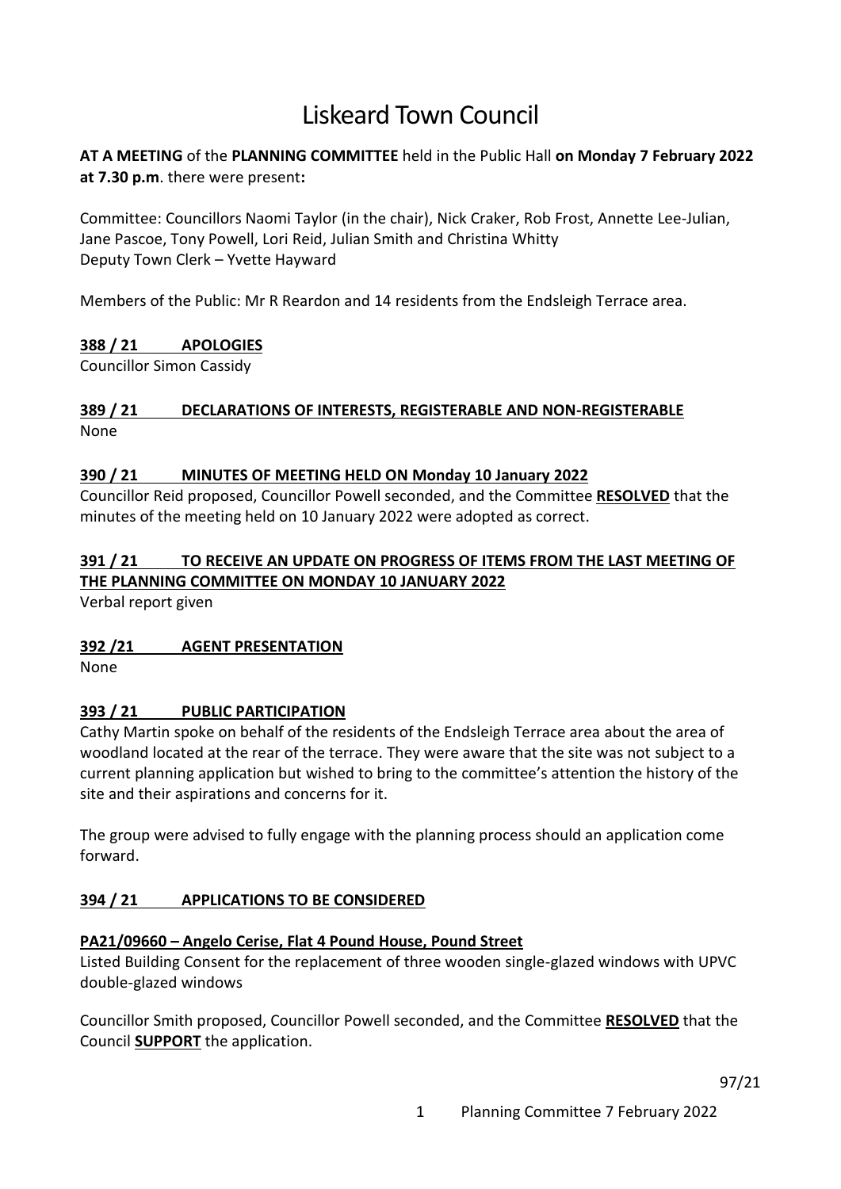# Liskeard Town Council

**AT A MEETING** of the **PLANNING COMMITTEE** held in the Public Hall **on Monday 7 February 2022 at 7.30 p.m**. there were present**:**

Committee: Councillors Naomi Taylor (in the chair), Nick Craker, Rob Frost, Annette Lee-Julian, Jane Pascoe, Tony Powell, Lori Reid, Julian Smith and Christina Whitty
Deputy Town Clerk – Yvette Hayward

Members of the Public: Mr R Reardon and 14 residents from the Endsleigh Terrace area.

**388 / 21 APOLOGIES**

Councillor Simon Cassidy

**389 / 21 DECLARATIONS OF INTERESTS, REGISTERABLE AND NON-REGISTERABLE**

None

**390 / 21 MINUTES OF MEETING HELD ON Monday 10 January 2022**

Councillor Reid proposed, Councillor Powell seconded, and the Committee **RESOLVED** that the minutes of the meeting held on 10 January 2022 were adopted as correct.

**391 / 21 TO RECEIVE AN UPDATE ON PROGRESS OF ITEMS FROM THE LAST MEETING OF THE PLANNING COMMITTEE ON MONDAY 10 JANUARY 2022**

Verbal report given

**392 /21 AGENT PRESENTATION**

None

**393 / 21 PUBLIC PARTICIPATION**

Cathy Martin spoke on behalf of the residents of the Endsleigh Terrace area about the area of woodland located at the rear of the terrace. They were aware that the site was not subject to a current planning application but wished to bring to the committee's attention the history of the site and their aspirations and concerns for it.

The group were advised to fully engage with the planning process should an application come forward.

**394 / 21 APPLICATIONS TO BE CONSIDERED**

**PA21/09660 – Angelo Cerise, Flat 4 Pound House, Pound Street**

Listed Building Consent for the replacement of three wooden single-glazed windows with UPVC double-glazed windows

Councillor Smith proposed, Councillor Powell seconded, and the Committee **RESOLVED** that the Council **SUPPORT** the application.

97/21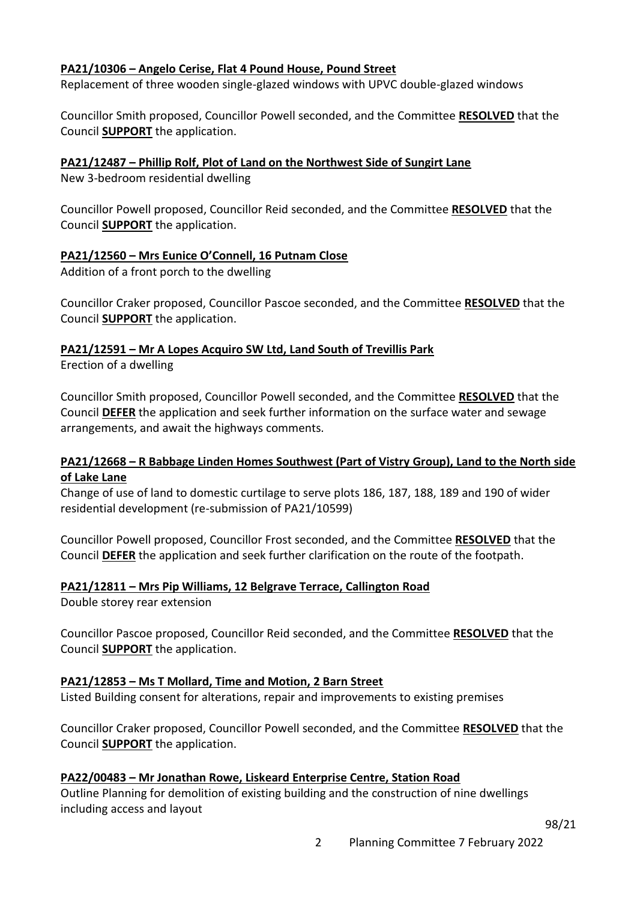**PA21/10306 – Angelo Cerise, Flat 4 Pound House, Pound Street**

Replacement of three wooden single-glazed windows with UPVC double-glazed windows

Councillor Smith proposed, Councillor Powell seconded, and the Committee **RESOLVED** that the Council **SUPPORT** the application.

**PA21/12487 – Phillip Rolf, Plot of Land on the Northwest Side of Sungirt Lane**

New 3-bedroom residential dwelling

Councillor Powell proposed, Councillor Reid seconded, and the Committee **RESOLVED** that the Council **SUPPORT** the application.

**PA21/12560 – Mrs Eunice O'Connell, 16 Putnam Close**

Addition of a front porch to the dwelling

Councillor Craker proposed, Councillor Pascoe seconded, and the Committee **RESOLVED** that the Council **SUPPORT** the application.

**PA21/12591 – Mr A Lopes Acquiro SW Ltd, Land South of Trevillis Park**

Erection of a dwelling

Councillor Smith proposed, Councillor Powell seconded, and the Committee **RESOLVED** that the Council **DEFER** the application and seek further information on the surface water and sewage arrangements, and await the highways comments.

**PA21/12668 – R Babbage Linden Homes Southwest (Part of Vistry Group), Land to the North side of Lake Lane**

Change of use of land to domestic curtilage to serve plots 186, 187, 188, 189 and 190 of wider residential development (re-submission of PA21/10599)

Councillor Powell proposed, Councillor Frost seconded, and the Committee **RESOLVED** that the Council **DEFER** the application and seek further clarification on the route of the footpath.

**PA21/12811 – Mrs Pip Williams, 12 Belgrave Terrace, Callington Road**

Double storey rear extension

Councillor Pascoe proposed, Councillor Reid seconded, and the Committee **RESOLVED** that the Council **SUPPORT** the application.

**PA21/12853 – Ms T Mollard, Time and Motion, 2 Barn Street**

Listed Building consent for alterations, repair and improvements to existing premises

Councillor Craker proposed, Councillor Powell seconded, and the Committee **RESOLVED** that the Council **SUPPORT** the application.

**PA22/00483 – Mr Jonathan Rowe, Liskeard Enterprise Centre, Station Road**

Outline Planning for demolition of existing building and the construction of nine dwellings including access and layout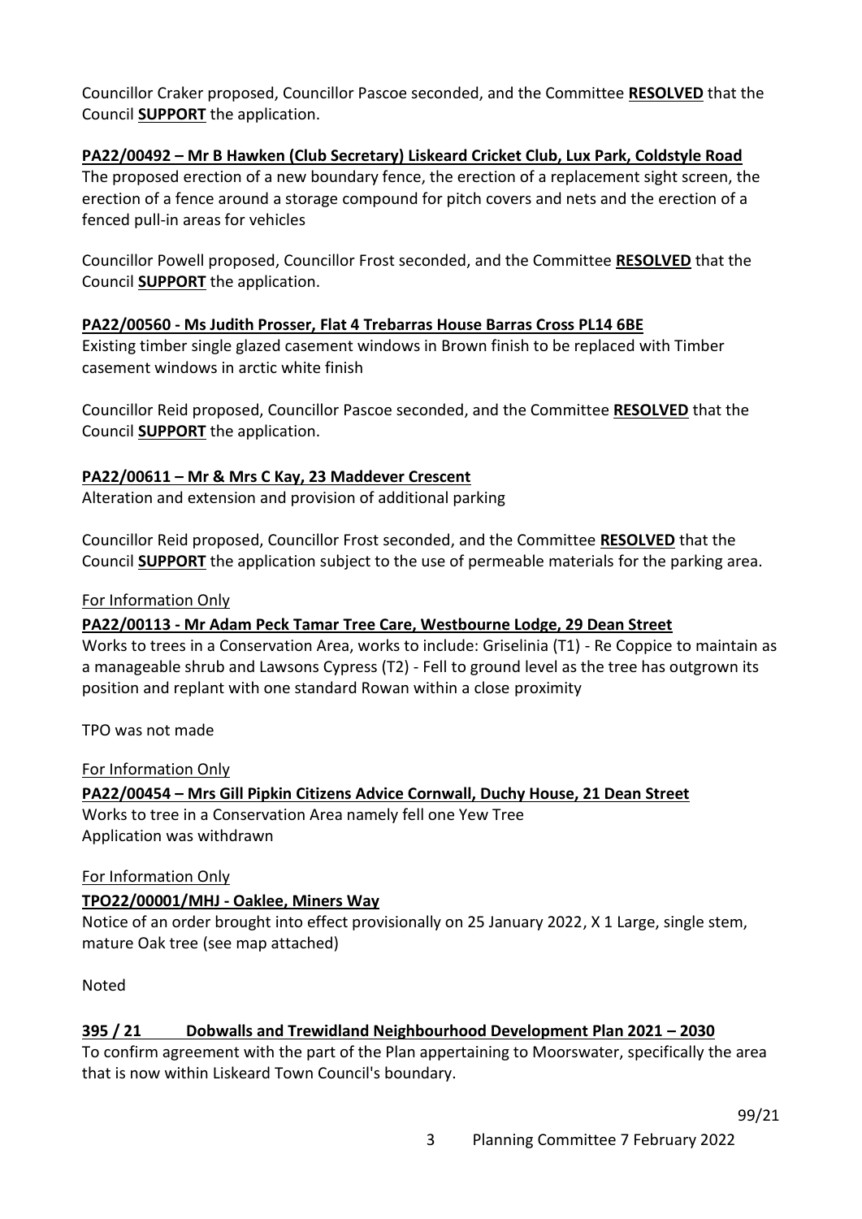Councillor Craker proposed, Councillor Pascoe seconded, and the Committee **RESOLVED** that the Council **SUPPORT** the application.

**PA22/00492 – Mr B Hawken (Club Secretary) Liskeard Cricket Club, Lux Park, Coldstyle Road**

The proposed erection of a new boundary fence, the erection of a replacement sight screen, the erection of a fence around a storage compound for pitch covers and nets and the erection of a fenced pull-in areas for vehicles

Councillor Powell proposed, Councillor Frost seconded, and the Committee **RESOLVED** that the Council **SUPPORT** the application.

**PA22/00560 - Ms Judith Prosser, Flat 4 Trebarras House Barras Cross PL14 6BE**

Existing timber single glazed casement windows in Brown finish to be replaced with Timber casement windows in arctic white finish

Councillor Reid proposed, Councillor Pascoe seconded, and the Committee **RESOLVED** that the Council **SUPPORT** the application.

**PA22/00611 – Mr & Mrs C Kay, 23 Maddever Crescent**

Alteration and extension and provision of additional parking

Councillor Reid proposed, Councillor Frost seconded, and the Committee **RESOLVED** that the Council **SUPPORT** the application subject to the use of permeable materials for the parking area.

For Information Only

**PA22/00113 - Mr Adam Peck Tamar Tree Care, Westbourne Lodge, 29 Dean Street**

Works to trees in a Conservation Area, works to include: Griselinia (T1) - Re Coppice to maintain as a manageable shrub and Lawsons Cypress (T2) - Fell to ground level as the tree has outgrown its position and replant with one standard Rowan within a close proximity

TPO was not made

For Information Only

**PA22/00454 – Mrs Gill Pipkin Citizens Advice Cornwall, Duchy House, 21 Dean Street**

Works to tree in a Conservation Area namely fell one Yew Tree
Application was withdrawn

For Information Only

**TPO22/00001/MHJ - Oaklee, Miners Way**

Notice of an order brought into effect provisionally on 25 January 2022, X 1 Large, single stem, mature Oak tree (see map attached)

Noted

**395 / 21 Dobwalls and Trewidland Neighbourhood Development Plan 2021 – 2030**

To confirm agreement with the part of the Plan appertaining to Moorswater, specifically the area that is now within Liskeard Town Council's boundary.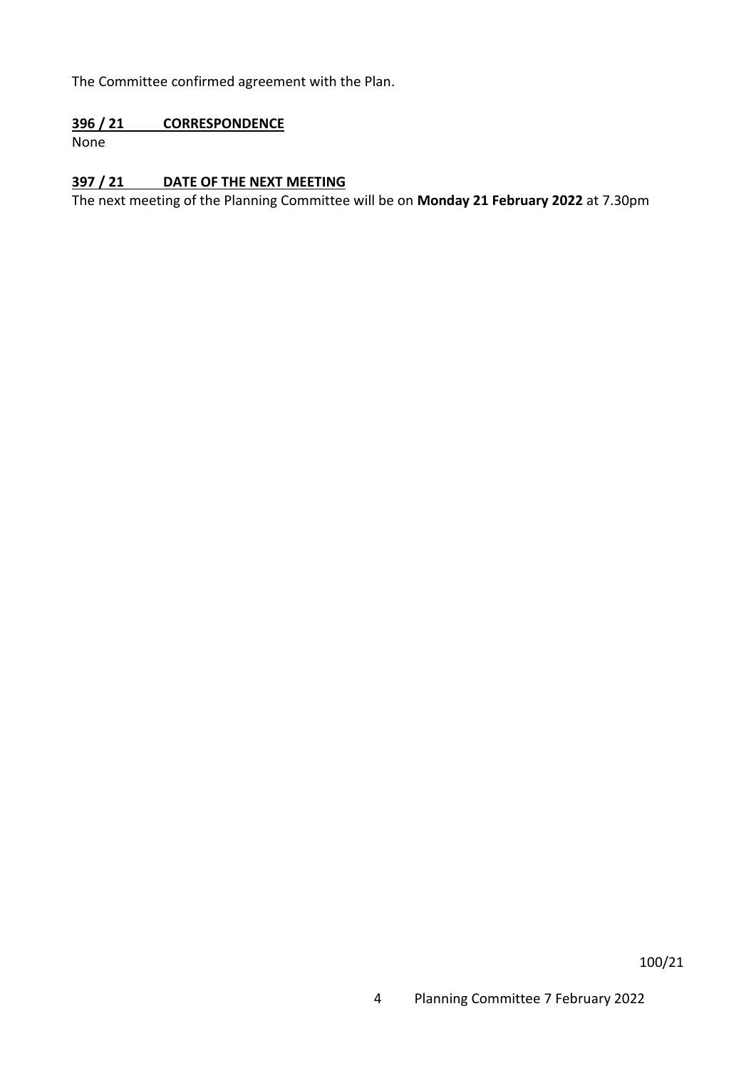The Committee confirmed agreement with the Plan.

## 396 / 21 CORRESPONDENCE

None

## 397 / 21 DATE OF THE NEXT MEETING

The next meeting of the Planning Committee will be on **Monday 21 February 2022** at 7.30pm

100/21